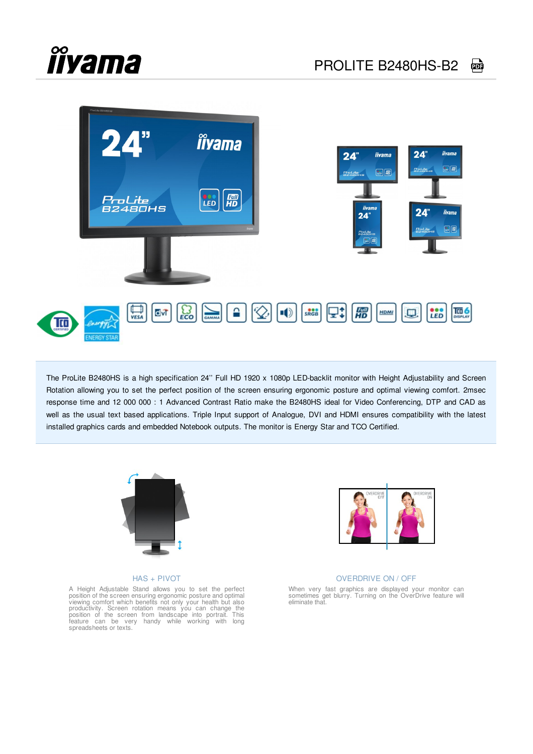# PROLITE B2480HS-B2

The ProLite B2480HS is a high specification 24'' Full HD 1920 x 1080p LED-backlit monitor with Height Adjustability and Screen Rotation allowing you to set the perfect position of the screen ensuring ergonomic posture and optimal viewing comfort. 2msec response time and 12 000 000 : 1 Advanced Contrast Ratio make the B2480HS ideal for Video Conferencing, DTP and CAD as well as the usual text based applications. Triple Input support of Analogue, DVI and HDMI ensures compatibility with the latest installed graphics cards and embedded Notebook outputs. The monitor is Energy Star and TCO Certified.

## HAS + PIVOT

A Height Adjustable Stand allows you to set the perfect position of the screen ensuring ergonomic posture and optimal viewing comfort which benefits not only your health but also productivity. Screen rotation means you can change the position of the screen from landscape into portrait. This feature can be very handy while working with long spreadsheets or texts.

## OVERDRIVE ON / OFF

When very fast graphics are displayed your monitor can sometimes get blurry. Turning on the OverDrive feature will eliminate that.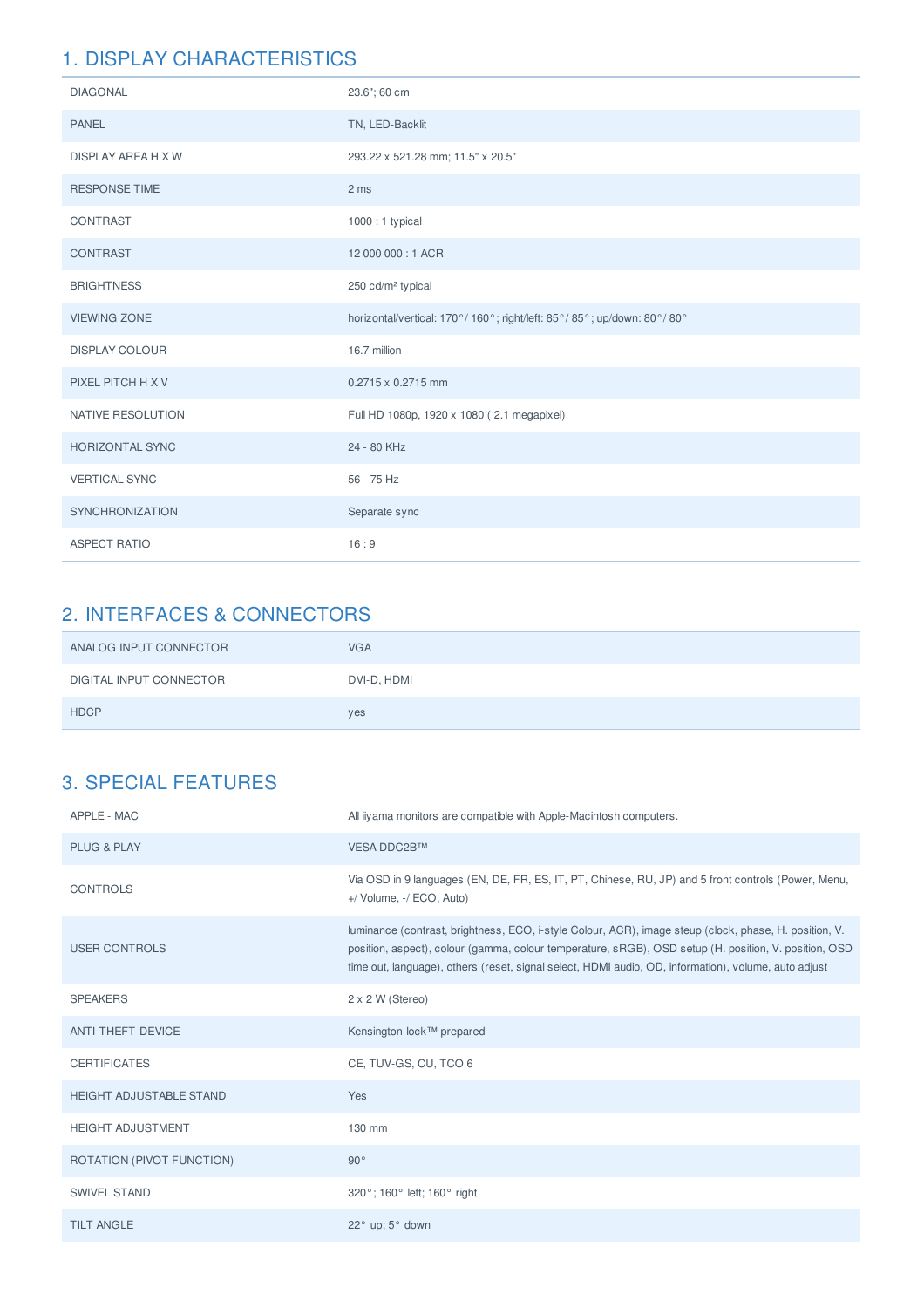## 1. DISPLAY CHARACTERISTICS

| | |
|---|---|
| DIAGONAL | 23.6"; 60 cm |
| PANEL | TN, LED-Backlit |
| DISPLAY AREA H X W | 293.22 x 521.28 mm; 11.5" x 20.5" |
| RESPONSE TIME | 2 ms |
| CONTRAST | 1000 : 1 typical |
| CONTRAST | 12 000 000 : 1 ACR |
| BRIGHTNESS | 250 cd/m² typical |
| VIEWING ZONE | horizontal/vertical: 170°/ 160°; right/left: 85°/ 85°; up/down: 80°/ 80° |
| DISPLAY COLOUR | 16.7 million |
| PIXEL PITCH H X V | 0.2715 x 0.2715 mm |
| NATIVE RESOLUTION | Full HD 1080p, 1920 x 1080 ( 2.1 megapixel) |
| HORIZONTAL SYNC | 24 - 80 KHz |
| VERTICAL SYNC | 56 - 75 Hz |
| SYNCHRONIZATION | Separate sync |
| ASPECT RATIO | 16 : 9 |

## 2. INTERFACES & CONNECTORS

| | |
|---|---|
| ANALOG INPUT CONNECTOR | VGA |
| DIGITAL INPUT CONNECTOR | DVI-D, HDMI |
| HDCP | yes |

## 3. SPECIAL FEATURES

| | |
|---|---|
| APPLE - MAC | All iiyama monitors are compatible with Apple-Macintosh computers. |
| PLUG & PLAY | VESA DDC2B™ |
| CONTROLS | Via OSD in 9 languages (EN, DE, FR, ES, IT, PT, Chinese, RU, JP) and 5 front controls (Power, Menu, +/ Volume, -/ ECO, Auto) |
| USER CONTROLS | luminance (contrast, brightness, ECO, i-style Colour, ACR), image steup (clock, phase, H. position, V. position, aspect), colour (gamma, colour temperature, sRGB), OSD setup (H. position, V. position, OSD time out, language), others (reset, signal select, HDMI audio, OD, information), volume, auto adjust |
| SPEAKERS | 2 x 2 W (Stereo) |
| ANTI-THEFT-DEVICE | Kensington-lock™ prepared |
| CERTIFICATES | CE, TUV-GS, CU, TCO 6 |
| HEIGHT ADJUSTABLE STAND | Yes |
| HEIGHT ADJUSTMENT | 130 mm |
| ROTATION (PIVOT FUNCTION) | 90° |
| SWIVEL STAND | 320°; 160° left; 160° right |
| TILT ANGLE | 22° up; 5° down |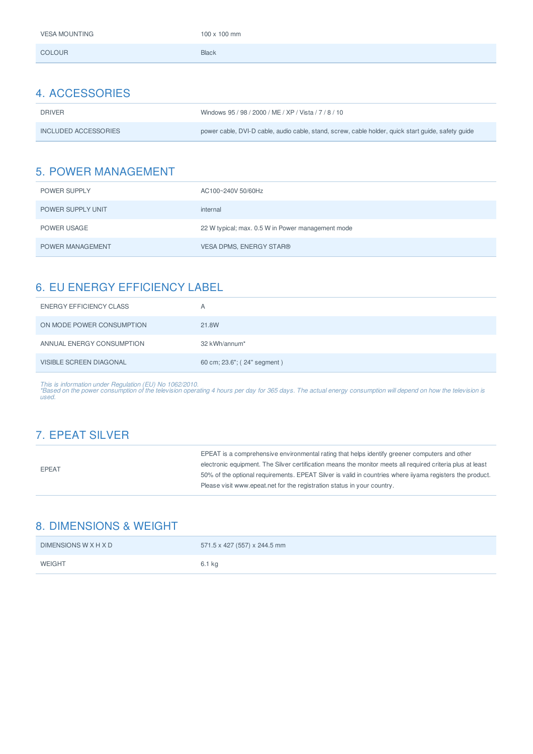| | |
|---|---|
| VESA MOUNTING | 100 x 100 mm |
| COLOUR | Black |

## 4. ACCESSORIES

| | |
|---|---|
| DRIVER | Windows 95 / 98 / 2000 / ME / XP / Vista / 7 / 8 / 10 |
| INCLUDED ACCESSORIES | power cable, DVI-D cable, audio cable, stand, screw, cable holder, quick start guide, safety guide |

## 5. POWER MANAGEMENT

| | |
|---|---|
| POWER SUPPLY | AC100~240V 50/60Hz |
| POWER SUPPLY UNIT | internal |
| POWER USAGE | 22 W typical; max. 0.5 W in Power management mode |
| POWER MANAGEMENT | VESA DPMS, ENERGY STAR® |

## 6. EU ENERGY EFFICIENCY LABEL

| | |
|---|---|
| ENERGY EFFICIENCY CLASS | A |
| ON MODE POWER CONSUMPTION | 21.8W |
| ANNUAL ENERGY CONSUMPTION | 32 kWh/annum* |
| VISIBLE SCREEN DIAGONAL | 60 cm; 23.6"; ( 24" segment ) |

*This is information under Regulation (EU) No 1062/2010.*
*\*Based on the power consumption of the television operating 4 hours per day for 365 days. The actual energy consumption will depend on how the television is used.*

## 7. EPEAT SILVER

| | |
|---|---|
| EPEAT | EPEAT is a comprehensive environmental rating that helps identify greener computers and other electronic equipment. The Silver certification means the monitor meets all required criteria plus at least 50% of the optional requirements. EPEAT Silver is valid in countries where iiyama registers the product. Please visit www.epeat.net for the registration status in your country. |

## 8. DIMENSIONS & WEIGHT

| | |
|---|---|
| DIMENSIONS W X H X D | 571.5 x 427 (557) x 244.5 mm |
| WEIGHT | 6.1 kg |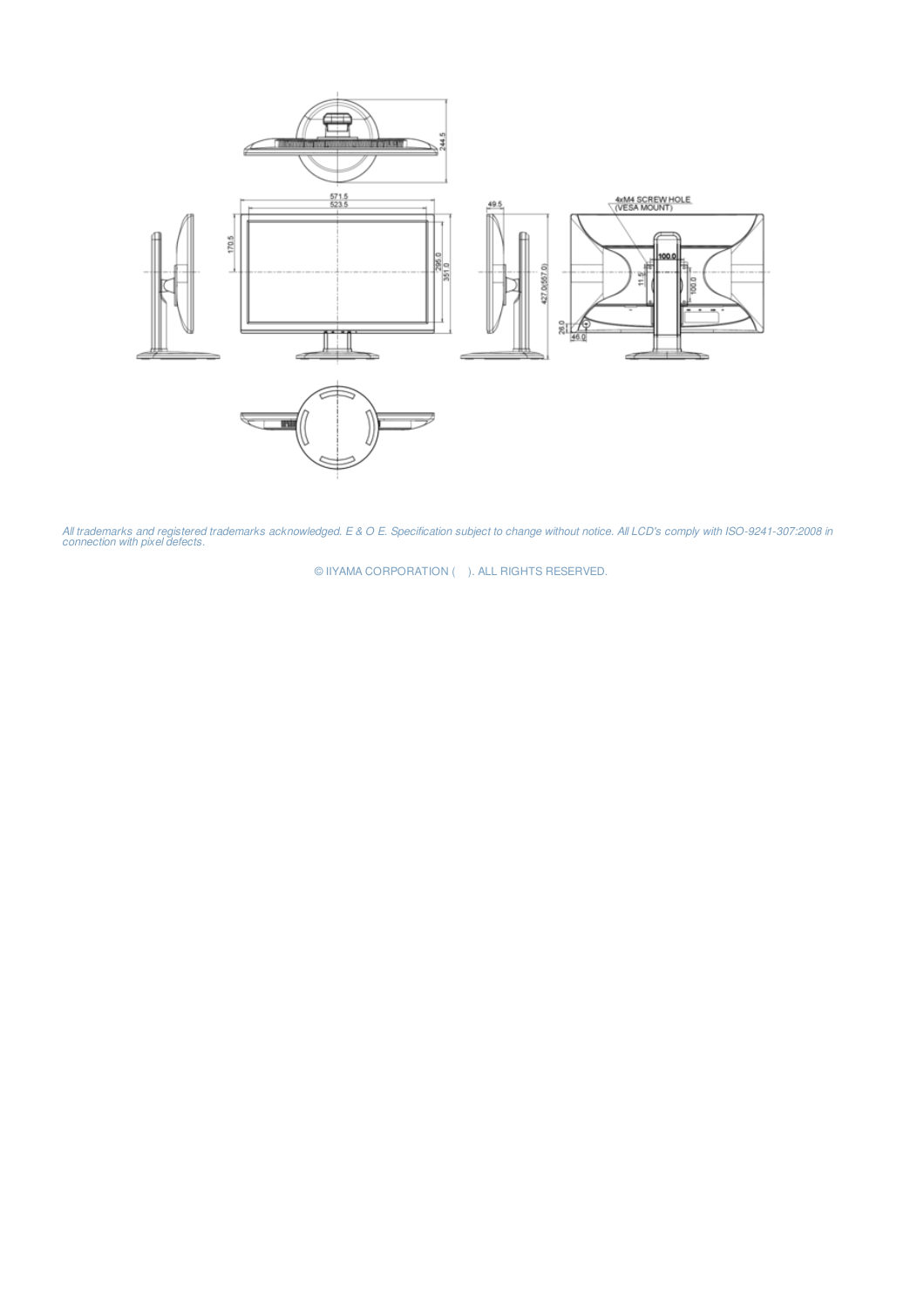244.5

571.5
523.5

170.5

296.0
351.0

49.5

427.0(557.0)

4xM4 SCREW HOLE
(VESA MOUNT)

100.0

11.5

100.0

26.0

46.0

*All trademarks and registered trademarks acknowledged. E & O E. Specification subject to change without notice. All LCD's comply with ISO-9241-307:2008 in connection with pixel defects.*

© IIYAMA CORPORATION ( ). ALL RIGHTS RESERVED.